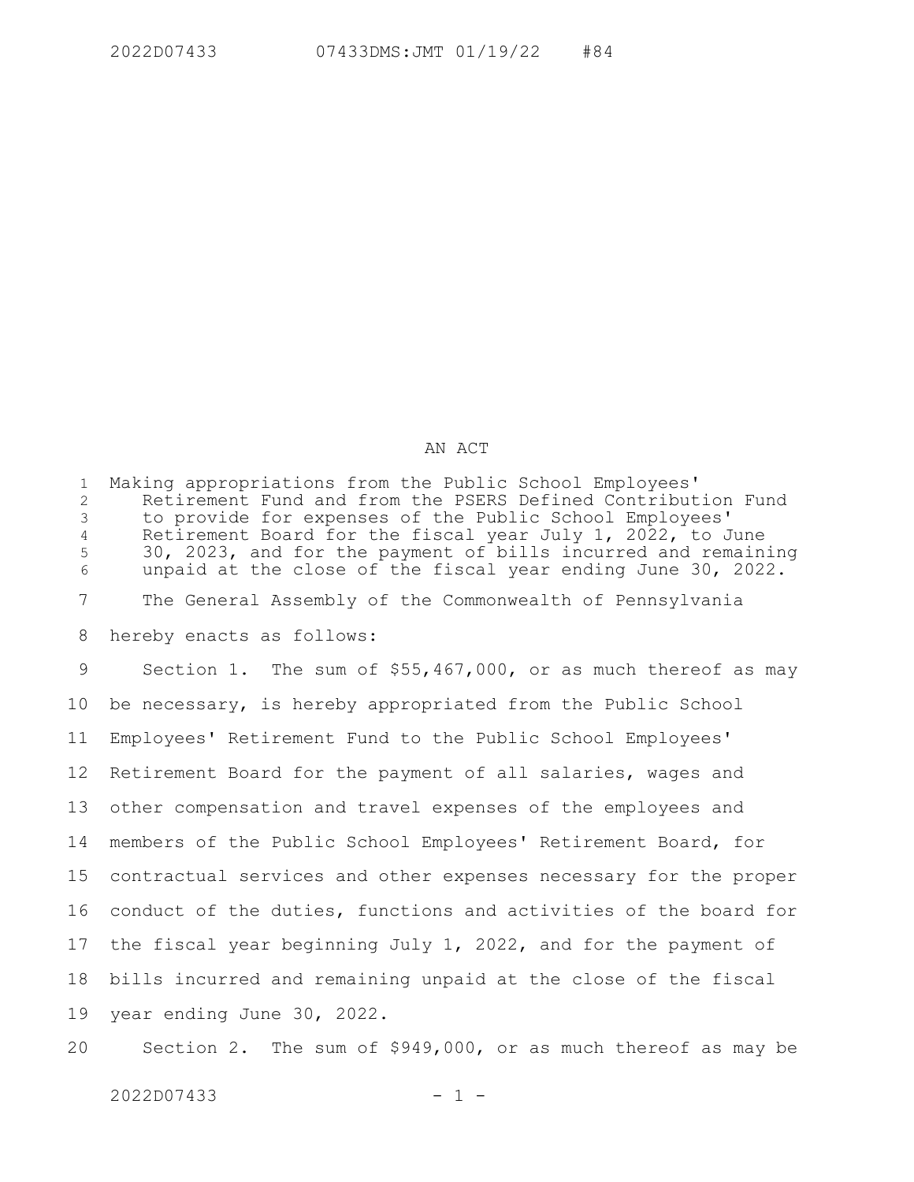AN ACT

Making appropriations from the Public School Employees' Retirement Fund and from the PSERS Defined Contribution Fund to provide for expenses of the Public School Employees' Retirement Board for the fiscal year July 1, 2022, to June 30, 2023, and for the payment of bills incurred and remaining unpaid at the close of the fiscal year ending June 30, 2022.

The General Assembly of the Commonwealth of Pennsylvania hereby enacts as follows:

Section 1. The sum of $55,467,000, or as much thereof as may be necessary, is hereby appropriated from the Public School Employees' Retirement Fund to the Public School Employees' Retirement Board for the payment of all salaries, wages and other compensation and travel expenses of the employees and members of the Public School Employees' Retirement Board, for contractual services and other expenses necessary for the proper conduct of the duties, functions and activities of the board for the fiscal year beginning July 1, 2022, and for the payment of bills incurred and remaining unpaid at the close of the fiscal year ending June 30, 2022.

Section 2. The sum of $949,000, or as much thereof as may be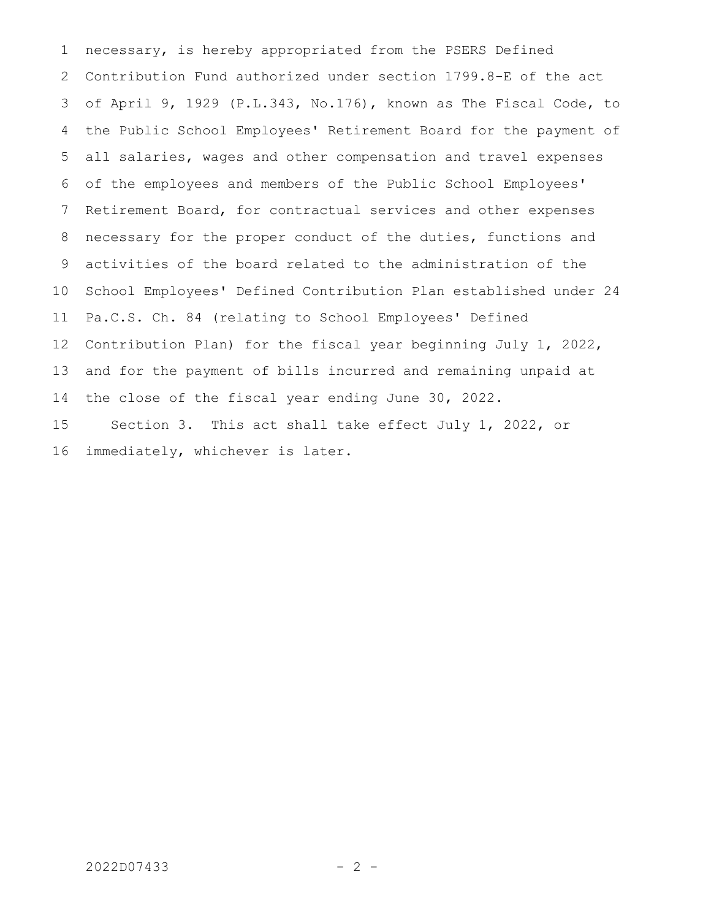necessary, is hereby appropriated from the PSERS Defined Contribution Fund authorized under section 1799.8-E of the act of April 9, 1929 (P.L.343, No.176), known as The Fiscal Code, to the Public School Employees' Retirement Board for the payment of all salaries, wages and other compensation and travel expenses of the employees and members of the Public School Employees' Retirement Board, for contractual services and other expenses necessary for the proper conduct of the duties, functions and activities of the board related to the administration of the School Employees' Defined Contribution Plan established under 24 Pa.C.S. Ch. 84 (relating to School Employees' Defined Contribution Plan) for the fiscal year beginning July 1, 2022, and for the payment of bills incurred and remaining unpaid at the close of the fiscal year ending June 30, 2022.

Section 3. This act shall take effect July 1, 2022, or immediately, whichever is later.